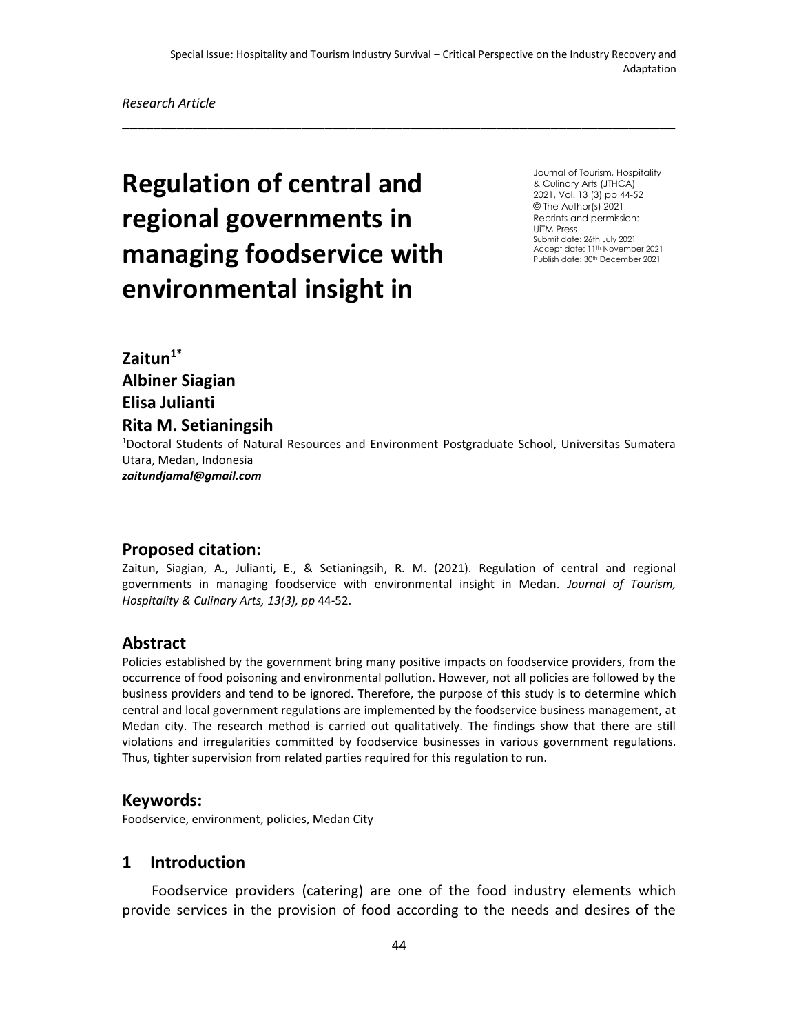Special Issue: Hospitality and Tourism Industry Survival – Critical Perspective on the Industry Recovery and Adaptation

*Research Article*

# Regulation of central and regional governments in managing foodservice with environmental insight in

Journal of Tourism, Hospitality & Culinary Arts (JTHCA)
2021, Vol. 13 (3) pp 44-52
© The Author(s) 2021
Reprints and permission: UiTM Press
Submit date: 26th July 2021
Accept date: 11th November 2021
Publish date: 30th December 2021

**Zaitun[1*]**
**Albiner Siagian**
**Elisa Julianti**
**Rita M. Setianingsih**

[1]Doctoral Students of Natural Resources and Environment Postgraduate School, Universitas Sumatera Utara, Medan, Indonesia
***zaitundjamal@gmail.com***

## Proposed citation:

Zaitun, Siagian, A., Julianti, E., & Setianingsih, R. M. (2021). Regulation of central and regional governments in managing foodservice with environmental insight in Medan. *Journal of Tourism, Hospitality & Culinary Arts, 13(3), pp* 44-52.

## Abstract

Policies established by the government bring many positive impacts on foodservice providers, from the occurrence of food poisoning and environmental pollution. However, not all policies are followed by the business providers and tend to be ignored. Therefore, the purpose of this study is to determine which central and local government regulations are implemented by the foodservice business management, at Medan city. The research method is carried out qualitatively. The findings show that there are still violations and irregularities committed by foodservice businesses in various government regulations. Thus, tighter supervision from related parties required for this regulation to run.

## Keywords:

Foodservice, environment, policies, Medan City

## 1 Introduction

Foodservice providers (catering) are one of the food industry elements which provide services in the provision of food according to the needs and desires of the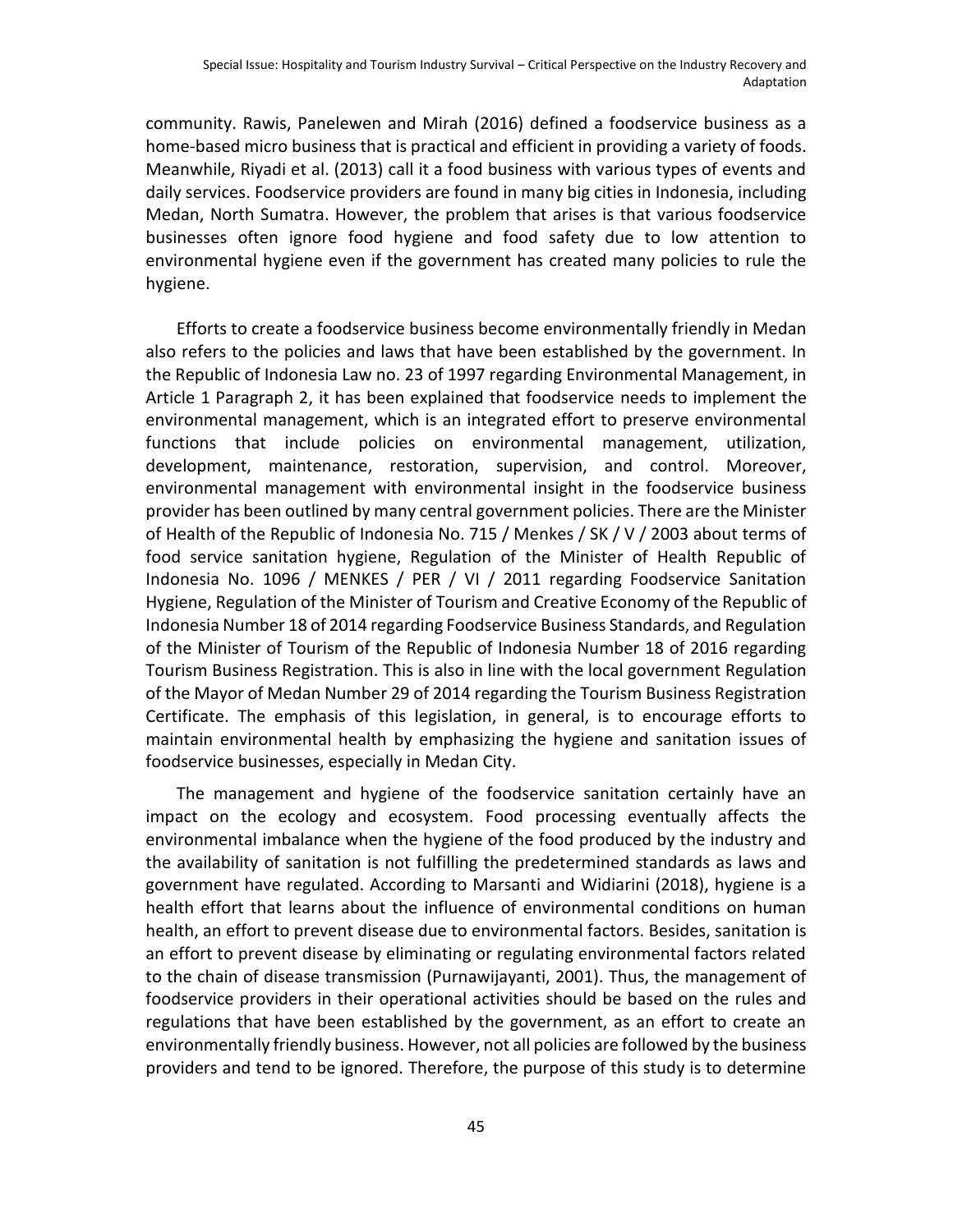community. Rawis, Panelewen and Mirah (2016) defined a foodservice business as a home-based micro business that is practical and efficient in providing a variety of foods. Meanwhile, Riyadi et al. (2013) call it a food business with various types of events and daily services. Foodservice providers are found in many big cities in Indonesia, including Medan, North Sumatra. However, the problem that arises is that various foodservice businesses often ignore food hygiene and food safety due to low attention to environmental hygiene even if the government has created many policies to rule the hygiene.

Efforts to create a foodservice business become environmentally friendly in Medan also refers to the policies and laws that have been established by the government. In the Republic of Indonesia Law no. 23 of 1997 regarding Environmental Management, in Article 1 Paragraph 2, it has been explained that foodservice needs to implement the environmental management, which is an integrated effort to preserve environmental functions that include policies on environmental management, utilization, development, maintenance, restoration, supervision, and control. Moreover, environmental management with environmental insight in the foodservice business provider has been outlined by many central government policies. There are the Minister of Health of the Republic of Indonesia No. 715 / Menkes / SK / V / 2003 about terms of food service sanitation hygiene, Regulation of the Minister of Health Republic of Indonesia No. 1096 / MENKES / PER / VI / 2011 regarding Foodservice Sanitation Hygiene, Regulation of the Minister of Tourism and Creative Economy of the Republic of Indonesia Number 18 of 2014 regarding Foodservice Business Standards, and Regulation of the Minister of Tourism of the Republic of Indonesia Number 18 of 2016 regarding Tourism Business Registration. This is also in line with the local government Regulation of the Mayor of Medan Number 29 of 2014 regarding the Tourism Business Registration Certificate. The emphasis of this legislation, in general, is to encourage efforts to maintain environmental health by emphasizing the hygiene and sanitation issues of foodservice businesses, especially in Medan City.

The management and hygiene of the foodservice sanitation certainly have an impact on the ecology and ecosystem. Food processing eventually affects the environmental imbalance when the hygiene of the food produced by the industry and the availability of sanitation is not fulfilling the predetermined standards as laws and government have regulated. According to Marsanti and Widiarini (2018), hygiene is a health effort that learns about the influence of environmental conditions on human health, an effort to prevent disease due to environmental factors. Besides, sanitation is an effort to prevent disease by eliminating or regulating environmental factors related to the chain of disease transmission (Purnawijayanti, 2001). Thus, the management of foodservice providers in their operational activities should be based on the rules and regulations that have been established by the government, as an effort to create an environmentally friendly business. However, not all policies are followed by the business providers and tend to be ignored. Therefore, the purpose of this study is to determine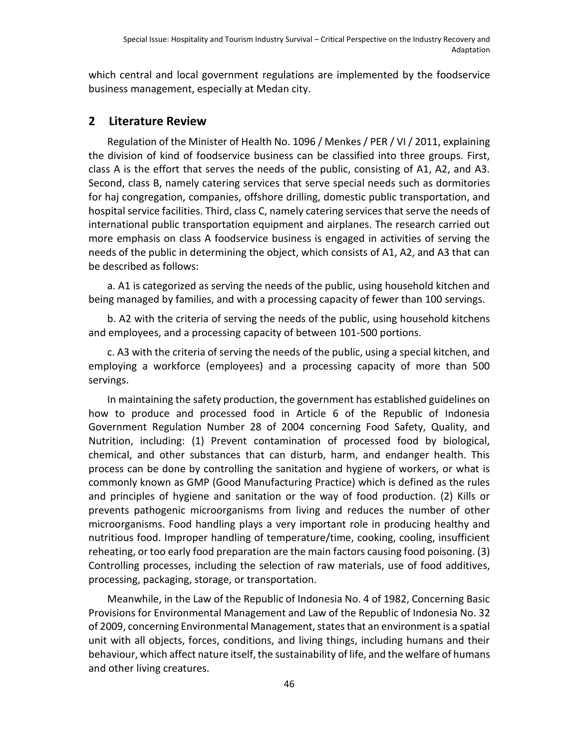which central and local government regulations are implemented by the foodservice business management, especially at Medan city.

## 2 Literature Review

Regulation of the Minister of Health No. 1096 / Menkes / PER / VI / 2011, explaining the division of kind of foodservice business can be classified into three groups. First, class A is the effort that serves the needs of the public, consisting of A1, A2, and A3. Second, class B, namely catering services that serve special needs such as dormitories for haj congregation, companies, offshore drilling, domestic public transportation, and hospital service facilities. Third, class C, namely catering services that serve the needs of international public transportation equipment and airplanes. The research carried out more emphasis on class A foodservice business is engaged in activities of serving the needs of the public in determining the object, which consists of A1, A2, and A3 that can be described as follows:

a. A1 is categorized as serving the needs of the public, using household kitchen and being managed by families, and with a processing capacity of fewer than 100 servings.

b. A2 with the criteria of serving the needs of the public, using household kitchens and employees, and a processing capacity of between 101-500 portions.

c. A3 with the criteria of serving the needs of the public, using a special kitchen, and employing a workforce (employees) and a processing capacity of more than 500 servings.

In maintaining the safety production, the government has established guidelines on how to produce and processed food in Article 6 of the Republic of Indonesia Government Regulation Number 28 of 2004 concerning Food Safety, Quality, and Nutrition, including: (1) Prevent contamination of processed food by biological, chemical, and other substances that can disturb, harm, and endanger health. This process can be done by controlling the sanitation and hygiene of workers, or what is commonly known as GMP (Good Manufacturing Practice) which is defined as the rules and principles of hygiene and sanitation or the way of food production. (2) Kills or prevents pathogenic microorganisms from living and reduces the number of other microorganisms. Food handling plays a very important role in producing healthy and nutritious food. Improper handling of temperature/time, cooking, cooling, insufficient reheating, or too early food preparation are the main factors causing food poisoning. (3) Controlling processes, including the selection of raw materials, use of food additives, processing, packaging, storage, or transportation.

Meanwhile, in the Law of the Republic of Indonesia No. 4 of 1982, Concerning Basic Provisions for Environmental Management and Law of the Republic of Indonesia No. 32 of 2009, concerning Environmental Management, states that an environment is a spatial unit with all objects, forces, conditions, and living things, including humans and their behaviour, which affect nature itself, the sustainability of life, and the welfare of humans and other living creatures.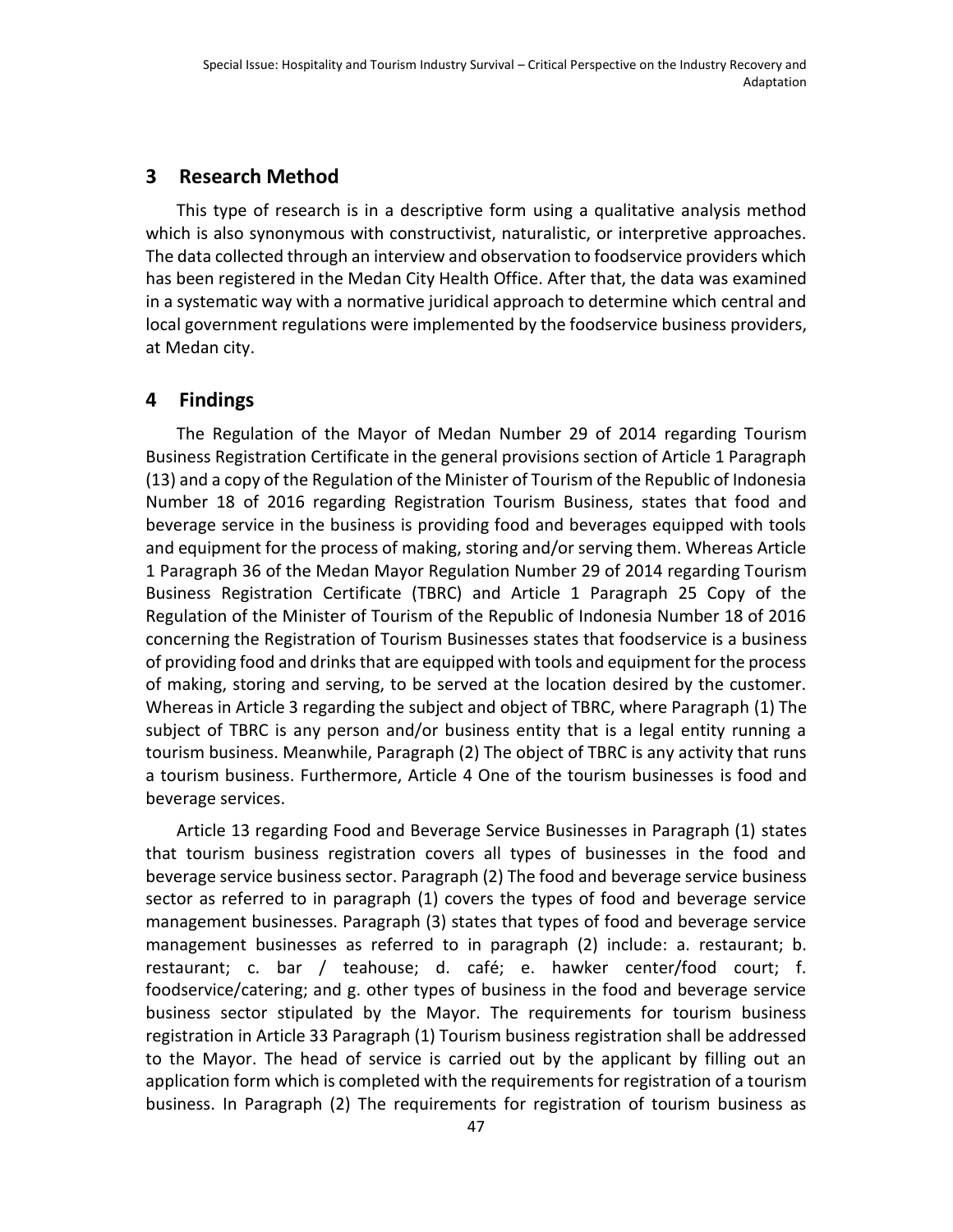## 3 Research Method

This type of research is in a descriptive form using a qualitative analysis method which is also synonymous with constructivist, naturalistic, or interpretive approaches. The data collected through an interview and observation to foodservice providers which has been registered in the Medan City Health Office. After that, the data was examined in a systematic way with a normative juridical approach to determine which central and local government regulations were implemented by the foodservice business providers, at Medan city.

## 4 Findings

The Regulation of the Mayor of Medan Number 29 of 2014 regarding Tourism Business Registration Certificate in the general provisions section of Article 1 Paragraph (13) and a copy of the Regulation of the Minister of Tourism of the Republic of Indonesia Number 18 of 2016 regarding Registration Tourism Business, states that food and beverage service in the business is providing food and beverages equipped with tools and equipment for the process of making, storing and/or serving them. Whereas Article 1 Paragraph 36 of the Medan Mayor Regulation Number 29 of 2014 regarding Tourism Business Registration Certificate (TBRC) and Article 1 Paragraph 25 Copy of the Regulation of the Minister of Tourism of the Republic of Indonesia Number 18 of 2016 concerning the Registration of Tourism Businesses states that foodservice is a business of providing food and drinks that are equipped with tools and equipment for the process of making, storing and serving, to be served at the location desired by the customer. Whereas in Article 3 regarding the subject and object of TBRC, where Paragraph (1) The subject of TBRC is any person and/or business entity that is a legal entity running a tourism business. Meanwhile, Paragraph (2) The object of TBRC is any activity that runs a tourism business. Furthermore, Article 4 One of the tourism businesses is food and beverage services.

Article 13 regarding Food and Beverage Service Businesses in Paragraph (1) states that tourism business registration covers all types of businesses in the food and beverage service business sector. Paragraph (2) The food and beverage service business sector as referred to in paragraph (1) covers the types of food and beverage service management businesses. Paragraph (3) states that types of food and beverage service management businesses as referred to in paragraph (2) include: a. restaurant; b. restaurant; c. bar / teahouse; d. café; e. hawker center/food court; f. foodservice/catering; and g. other types of business in the food and beverage service business sector stipulated by the Mayor. The requirements for tourism business registration in Article 33 Paragraph (1) Tourism business registration shall be addressed to the Mayor. The head of service is carried out by the applicant by filling out an application form which is completed with the requirements for registration of a tourism business. In Paragraph (2) The requirements for registration of tourism business as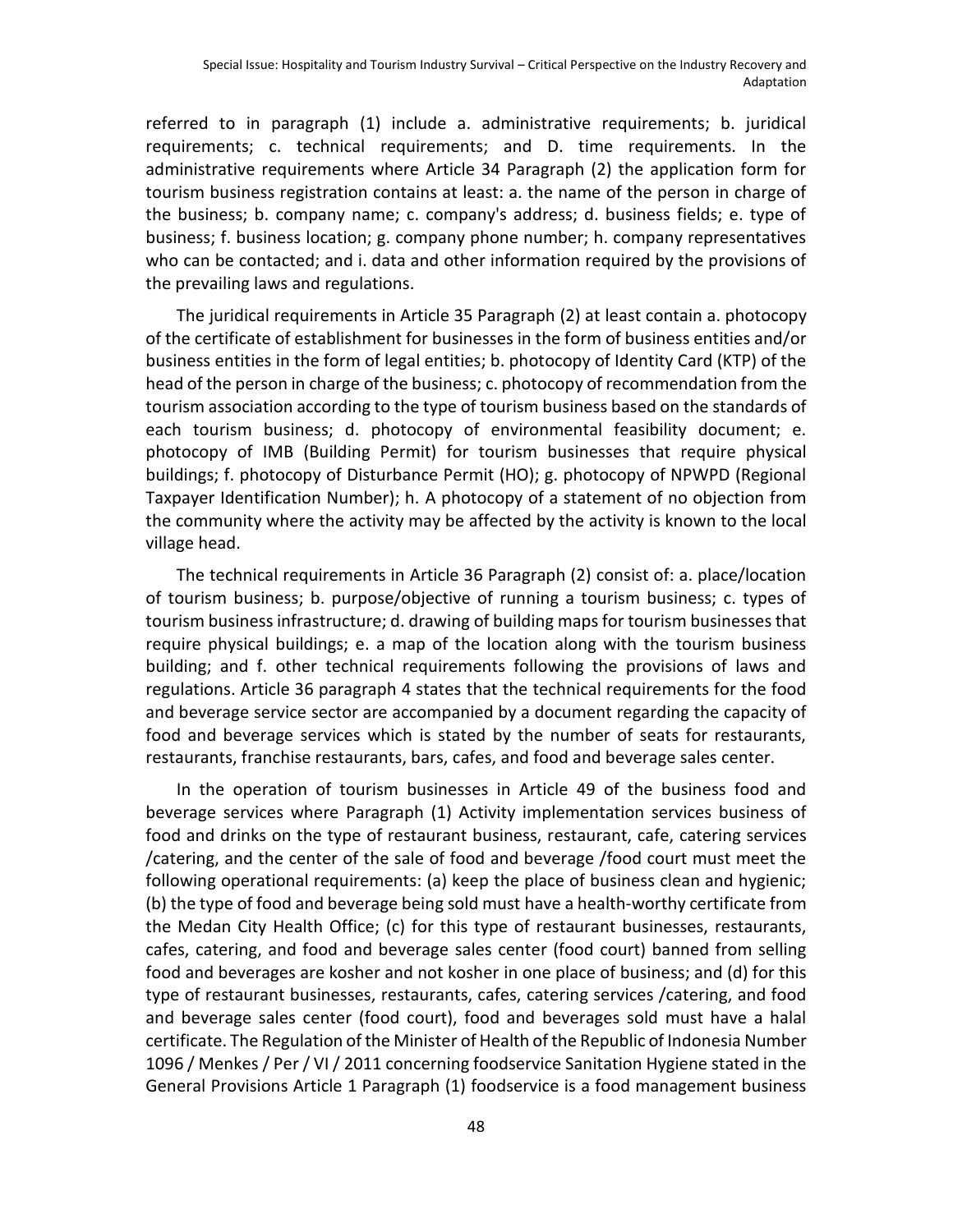referred to in paragraph (1) include a. administrative requirements; b. juridical requirements; c. technical requirements; and D. time requirements. In the administrative requirements where Article 34 Paragraph (2) the application form for tourism business registration contains at least: a. the name of the person in charge of the business; b. company name; c. company's address; d. business fields; e. type of business; f. business location; g. company phone number; h. company representatives who can be contacted; and i. data and other information required by the provisions of the prevailing laws and regulations.

The juridical requirements in Article 35 Paragraph (2) at least contain a. photocopy of the certificate of establishment for businesses in the form of business entities and/or business entities in the form of legal entities; b. photocopy of Identity Card (KTP) of the head of the person in charge of the business; c. photocopy of recommendation from the tourism association according to the type of tourism business based on the standards of each tourism business; d. photocopy of environmental feasibility document; e. photocopy of IMB (Building Permit) for tourism businesses that require physical buildings; f. photocopy of Disturbance Permit (HO); g. photocopy of NPWPD (Regional Taxpayer Identification Number); h. A photocopy of a statement of no objection from the community where the activity may be affected by the activity is known to the local village head.

The technical requirements in Article 36 Paragraph (2) consist of: a. place/location of tourism business; b. purpose/objective of running a tourism business; c. types of tourism business infrastructure; d. drawing of building maps for tourism businesses that require physical buildings; e. a map of the location along with the tourism business building; and f. other technical requirements following the provisions of laws and regulations. Article 36 paragraph 4 states that the technical requirements for the food and beverage service sector are accompanied by a document regarding the capacity of food and beverage services which is stated by the number of seats for restaurants, restaurants, franchise restaurants, bars, cafes, and food and beverage sales center.

In the operation of tourism businesses in Article 49 of the business food and beverage services where Paragraph (1) Activity implementation services business of food and drinks on the type of restaurant business, restaurant, cafe, catering services /catering, and the center of the sale of food and beverage /food court must meet the following operational requirements: (a) keep the place of business clean and hygienic; (b) the type of food and beverage being sold must have a health-worthy certificate from the Medan City Health Office; (c) for this type of restaurant businesses, restaurants, cafes, catering, and food and beverage sales center (food court) banned from selling food and beverages are kosher and not kosher in one place of business; and (d) for this type of restaurant businesses, restaurants, cafes, catering services /catering, and food and beverage sales center (food court), food and beverages sold must have a halal certificate. The Regulation of the Minister of Health of the Republic of Indonesia Number 1096 / Menkes / Per / VI / 2011 concerning foodservice Sanitation Hygiene stated in the General Provisions Article 1 Paragraph (1) foodservice is a food management business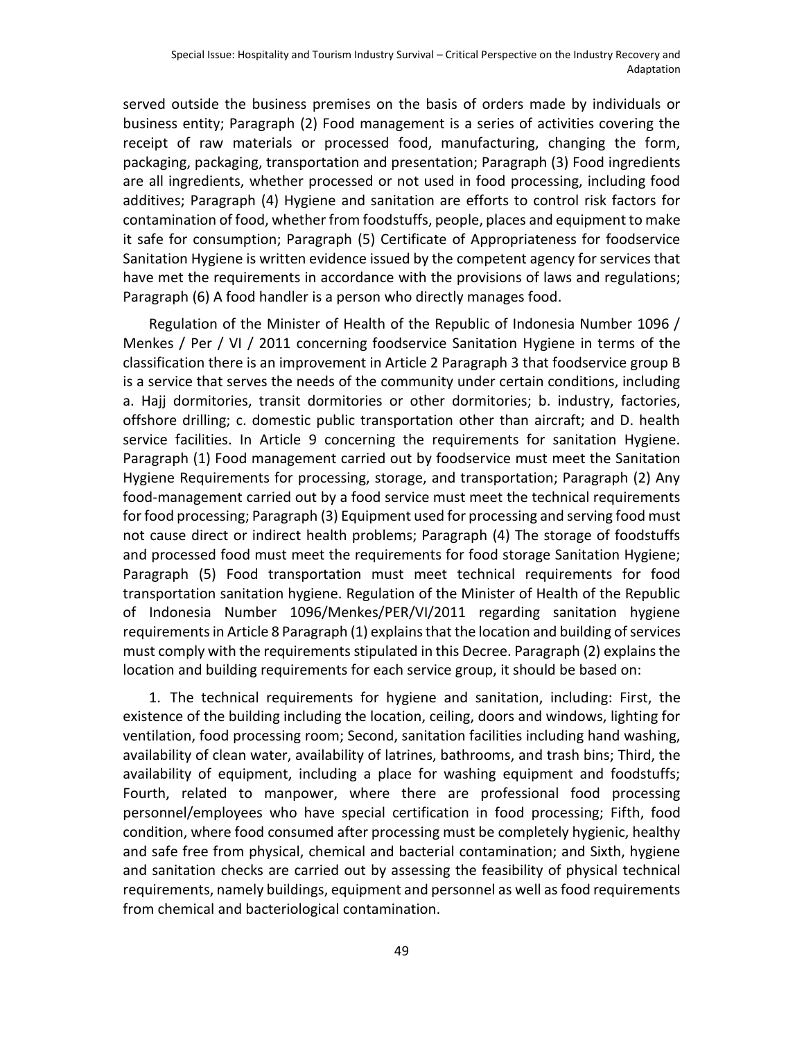served outside the business premises on the basis of orders made by individuals or business entity; Paragraph (2) Food management is a series of activities covering the receipt of raw materials or processed food, manufacturing, changing the form, packaging, packaging, transportation and presentation; Paragraph (3) Food ingredients are all ingredients, whether processed or not used in food processing, including food additives; Paragraph (4) Hygiene and sanitation are efforts to control risk factors for contamination of food, whether from foodstuffs, people, places and equipment to make it safe for consumption; Paragraph (5) Certificate of Appropriateness for foodservice Sanitation Hygiene is written evidence issued by the competent agency for services that have met the requirements in accordance with the provisions of laws and regulations; Paragraph (6) A food handler is a person who directly manages food.

Regulation of the Minister of Health of the Republic of Indonesia Number 1096 / Menkes / Per / VI / 2011 concerning foodservice Sanitation Hygiene in terms of the classification there is an improvement in Article 2 Paragraph 3 that foodservice group B is a service that serves the needs of the community under certain conditions, including a. Hajj dormitories, transit dormitories or other dormitories; b. industry, factories, offshore drilling; c. domestic public transportation other than aircraft; and D. health service facilities. In Article 9 concerning the requirements for sanitation Hygiene. Paragraph (1) Food management carried out by foodservice must meet the Sanitation Hygiene Requirements for processing, storage, and transportation; Paragraph (2) Any food-management carried out by a food service must meet the technical requirements for food processing; Paragraph (3) Equipment used for processing and serving food must not cause direct or indirect health problems; Paragraph (4) The storage of foodstuffs and processed food must meet the requirements for food storage Sanitation Hygiene; Paragraph (5) Food transportation must meet technical requirements for food transportation sanitation hygiene. Regulation of the Minister of Health of the Republic of Indonesia Number 1096/Menkes/PER/VI/2011 regarding sanitation hygiene requirements in Article 8 Paragraph (1) explains that the location and building of services must comply with the requirements stipulated in this Decree. Paragraph (2) explains the location and building requirements for each service group, it should be based on:

1. The technical requirements for hygiene and sanitation, including: First, the existence of the building including the location, ceiling, doors and windows, lighting for ventilation, food processing room; Second, sanitation facilities including hand washing, availability of clean water, availability of latrines, bathrooms, and trash bins; Third, the availability of equipment, including a place for washing equipment and foodstuffs; Fourth, related to manpower, where there are professional food processing personnel/employees who have special certification in food processing; Fifth, food condition, where food consumed after processing must be completely hygienic, healthy and safe free from physical, chemical and bacterial contamination; and Sixth, hygiene and sanitation checks are carried out by assessing the feasibility of physical technical requirements, namely buildings, equipment and personnel as well as food requirements from chemical and bacteriological contamination.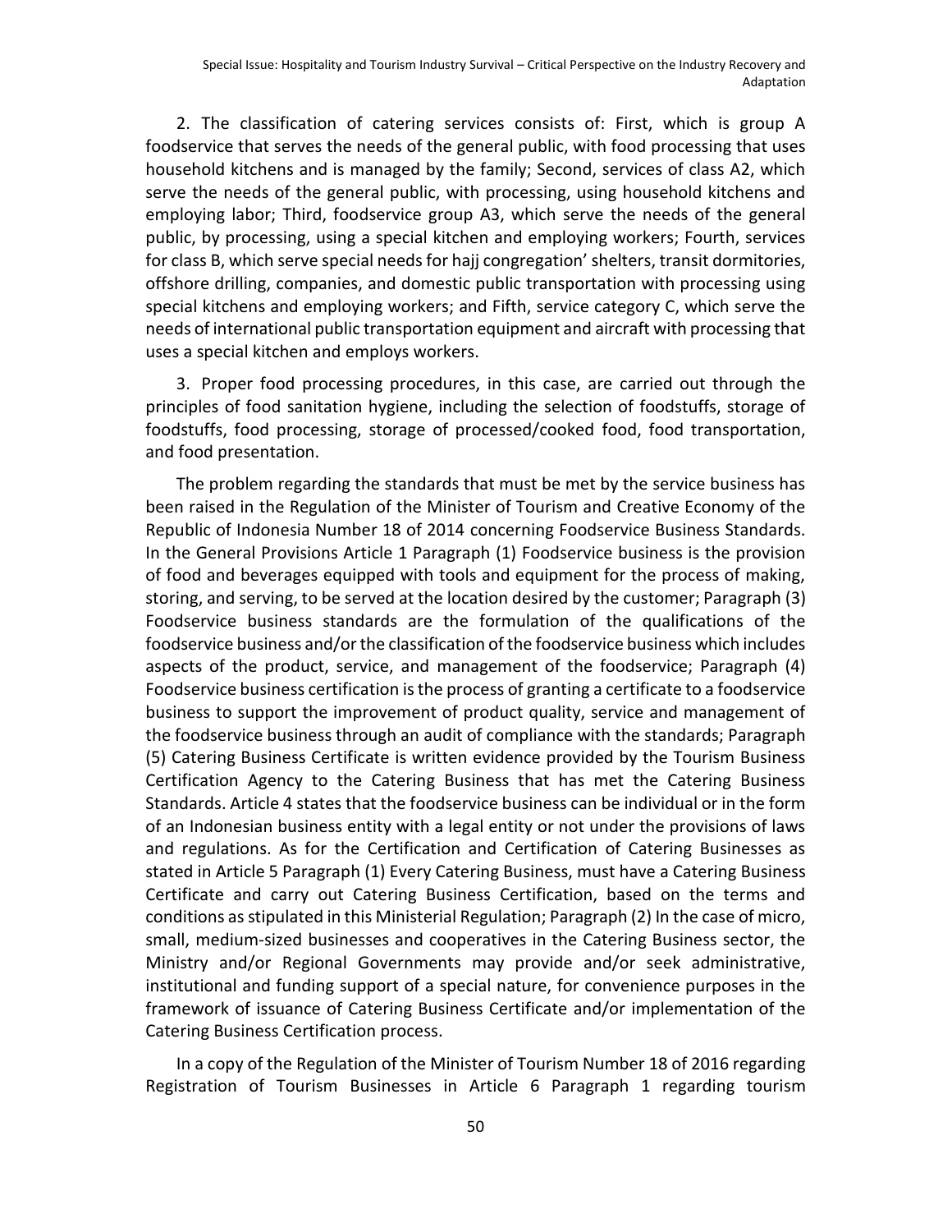2. The classification of catering services consists of: First, which is group A foodservice that serves the needs of the general public, with food processing that uses household kitchens and is managed by the family; Second, services of class A2, which serve the needs of the general public, with processing, using household kitchens and employing labor; Third, foodservice group A3, which serve the needs of the general public, by processing, using a special kitchen and employing workers; Fourth, services for class B, which serve special needs for hajj congregation' shelters, transit dormitories, offshore drilling, companies, and domestic public transportation with processing using special kitchens and employing workers; and Fifth, service category C, which serve the needs of international public transportation equipment and aircraft with processing that uses a special kitchen and employs workers.

3. Proper food processing procedures, in this case, are carried out through the principles of food sanitation hygiene, including the selection of foodstuffs, storage of foodstuffs, food processing, storage of processed/cooked food, food transportation, and food presentation.

The problem regarding the standards that must be met by the service business has been raised in the Regulation of the Minister of Tourism and Creative Economy of the Republic of Indonesia Number 18 of 2014 concerning Foodservice Business Standards. In the General Provisions Article 1 Paragraph (1) Foodservice business is the provision of food and beverages equipped with tools and equipment for the process of making, storing, and serving, to be served at the location desired by the customer; Paragraph (3) Foodservice business standards are the formulation of the qualifications of the foodservice business and/or the classification of the foodservice business which includes aspects of the product, service, and management of the foodservice; Paragraph (4) Foodservice business certification is the process of granting a certificate to a foodservice business to support the improvement of product quality, service and management of the foodservice business through an audit of compliance with the standards; Paragraph (5) Catering Business Certificate is written evidence provided by the Tourism Business Certification Agency to the Catering Business that has met the Catering Business Standards. Article 4 states that the foodservice business can be individual or in the form of an Indonesian business entity with a legal entity or not under the provisions of laws and regulations. As for the Certification and Certification of Catering Businesses as stated in Article 5 Paragraph (1) Every Catering Business, must have a Catering Business Certificate and carry out Catering Business Certification, based on the terms and conditions as stipulated in this Ministerial Regulation; Paragraph (2) In the case of micro, small, medium-sized businesses and cooperatives in the Catering Business sector, the Ministry and/or Regional Governments may provide and/or seek administrative, institutional and funding support of a special nature, for convenience purposes in the framework of issuance of Catering Business Certificate and/or implementation of the Catering Business Certification process.

In a copy of the Regulation of the Minister of Tourism Number 18 of 2016 regarding Registration of Tourism Businesses in Article 6 Paragraph 1 regarding tourism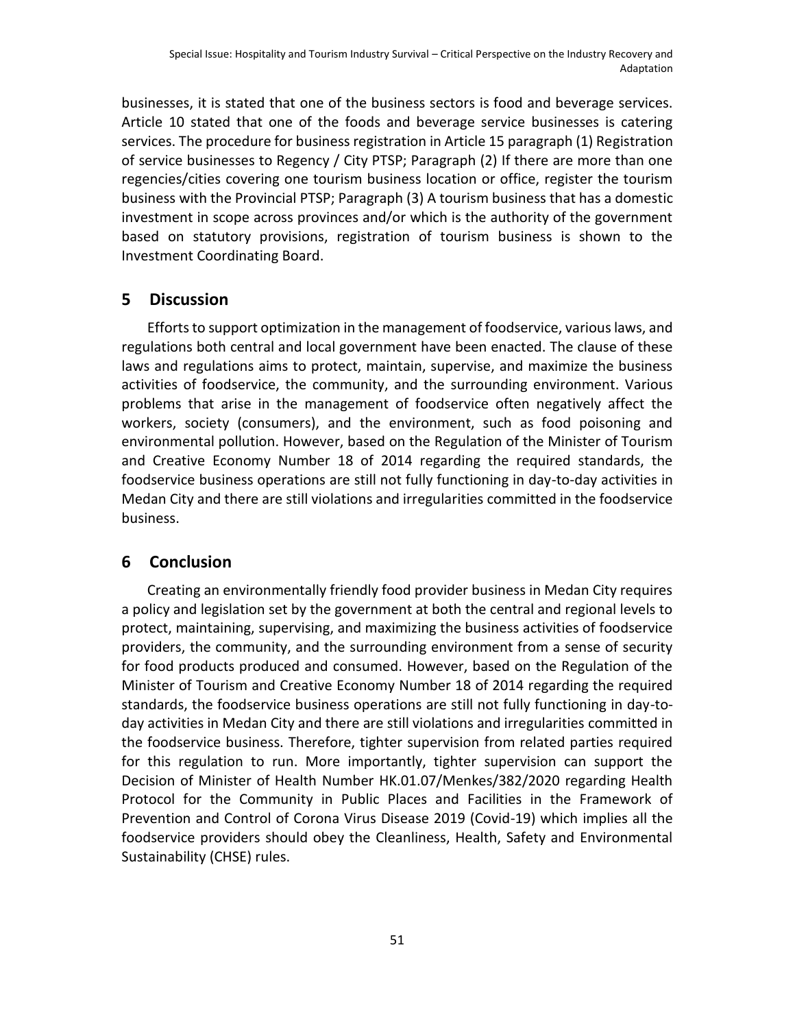businesses, it is stated that one of the business sectors is food and beverage services. Article 10 stated that one of the foods and beverage service businesses is catering services. The procedure for business registration in Article 15 paragraph (1) Registration of service businesses to Regency / City PTSP; Paragraph (2) If there are more than one regencies/cities covering one tourism business location or office, register the tourism business with the Provincial PTSP; Paragraph (3) A tourism business that has a domestic investment in scope across provinces and/or which is the authority of the government based on statutory provisions, registration of tourism business is shown to the Investment Coordinating Board.

## 5 Discussion

Efforts to support optimization in the management of foodservice, various laws, and regulations both central and local government have been enacted. The clause of these laws and regulations aims to protect, maintain, supervise, and maximize the business activities of foodservice, the community, and the surrounding environment. Various problems that arise in the management of foodservice often negatively affect the workers, society (consumers), and the environment, such as food poisoning and environmental pollution. However, based on the Regulation of the Minister of Tourism and Creative Economy Number 18 of 2014 regarding the required standards, the foodservice business operations are still not fully functioning in day-to-day activities in Medan City and there are still violations and irregularities committed in the foodservice business.

## 6 Conclusion

Creating an environmentally friendly food provider business in Medan City requires a policy and legislation set by the government at both the central and regional levels to protect, maintaining, supervising, and maximizing the business activities of foodservice providers, the community, and the surrounding environment from a sense of security for food products produced and consumed. However, based on the Regulation of the Minister of Tourism and Creative Economy Number 18 of 2014 regarding the required standards, the foodservice business operations are still not fully functioning in day-to-day activities in Medan City and there are still violations and irregularities committed in the foodservice business. Therefore, tighter supervision from related parties required for this regulation to run. More importantly, tighter supervision can support the Decision of Minister of Health Number HK.01.07/Menkes/382/2020 regarding Health Protocol for the Community in Public Places and Facilities in the Framework of Prevention and Control of Corona Virus Disease 2019 (Covid-19) which implies all the foodservice providers should obey the Cleanliness, Health, Safety and Environmental Sustainability (CHSE) rules.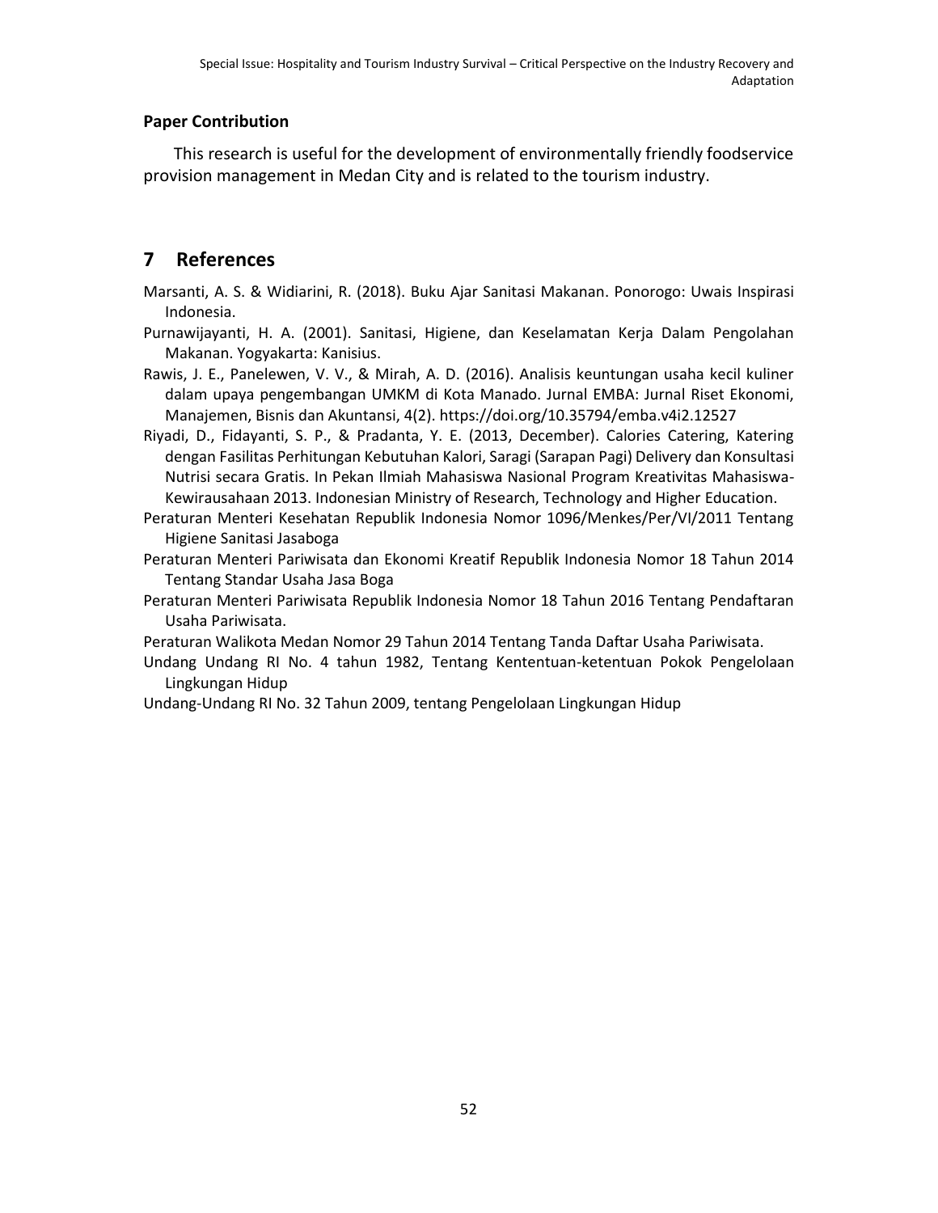### Paper Contribution

This research is useful for the development of environmentally friendly foodservice provision management in Medan City and is related to the tourism industry.

## 7 References

Marsanti, A. S. & Widiarini, R. (2018). Buku Ajar Sanitasi Makanan. Ponorogo: Uwais Inspirasi Indonesia.

Purnawijayanti, H. A. (2001). Sanitasi, Higiene, dan Keselamatan Kerja Dalam Pengolahan Makanan. Yogyakarta: Kanisius.

Rawis, J. E., Panelewen, V. V., & Mirah, A. D. (2016). Analisis keuntungan usaha kecil kuliner dalam upaya pengembangan UMKM di Kota Manado. Jurnal EMBA: Jurnal Riset Ekonomi, Manajemen, Bisnis dan Akuntansi, 4(2). https://doi.org/10.35794/emba.v4i2.12527

Riyadi, D., Fidayanti, S. P., & Pradanta, Y. E. (2013, December). Calories Catering, Katering dengan Fasilitas Perhitungan Kebutuhan Kalori, Saragi (Sarapan Pagi) Delivery dan Konsultasi Nutrisi secara Gratis. In Pekan Ilmiah Mahasiswa Nasional Program Kreativitas Mahasiswa-Kewirausahaan 2013. Indonesian Ministry of Research, Technology and Higher Education.

Peraturan Menteri Kesehatan Republik Indonesia Nomor 1096/Menkes/Per/VI/2011 Tentang Higiene Sanitasi Jasaboga

Peraturan Menteri Pariwisata dan Ekonomi Kreatif Republik Indonesia Nomor 18 Tahun 2014 Tentang Standar Usaha Jasa Boga

Peraturan Menteri Pariwisata Republik Indonesia Nomor 18 Tahun 2016 Tentang Pendaftaran Usaha Pariwisata.

Peraturan Walikota Medan Nomor 29 Tahun 2014 Tentang Tanda Daftar Usaha Pariwisata.

Undang Undang RI No. 4 tahun 1982, Tentang Kententuan-ketentuan Pokok Pengelolaan Lingkungan Hidup

Undang-Undang RI No. 32 Tahun 2009, tentang Pengelolaan Lingkungan Hidup